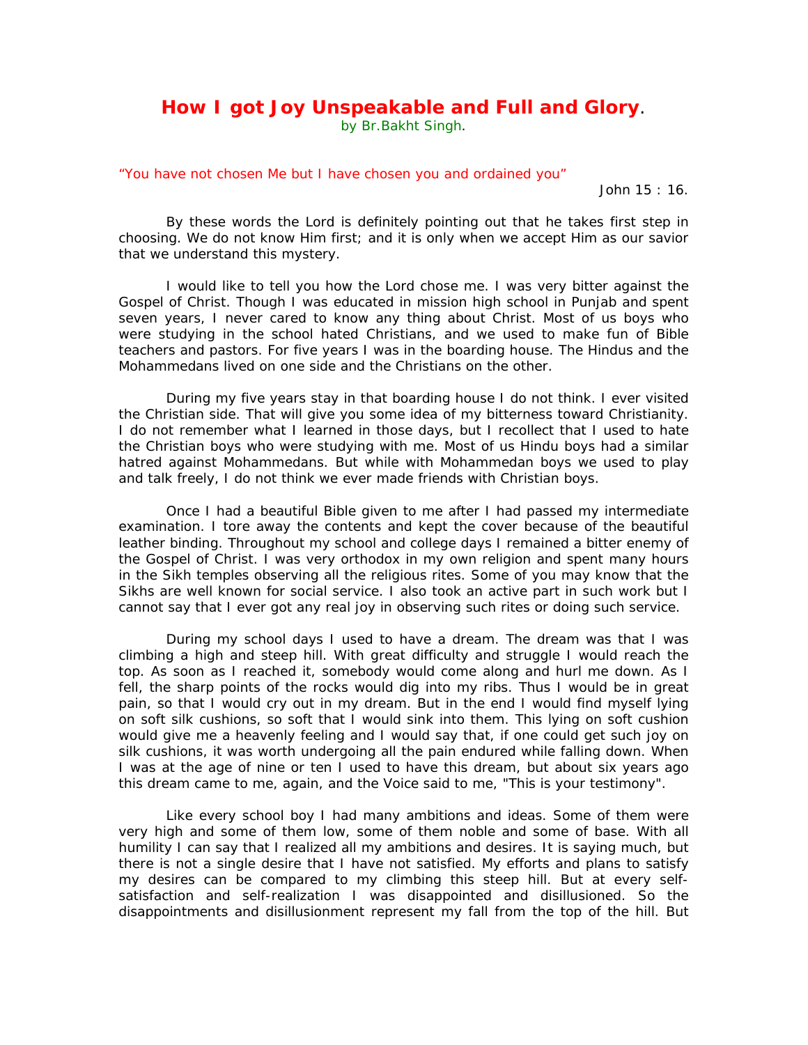# How I got Joy Unspeakable and Full and Glory.

by Br.Bakht Singh.

"You have not chosen Me but I have chosen you and ordained you"

John 15 : 16.

By these words the Lord is definitely pointing out that he takes first step in choosing. We do not know Him first; and it is only when we accept Him as our savior that we understand this mystery.

I would like to tell you how the Lord chose me. I was very bitter against the Gospel of Christ. Though I was educated in mission high school in Punjab and spent seven years, I never cared to know any thing about Christ. Most of us boys who were studying in the school hated Christians, and we used to make fun of Bible teachers and pastors. For five years I was in the boarding house. The Hindus and the Mohammedans lived on one side and the Christians on the other.

During my five years stay in that boarding house I do not think. I ever visited the Christian side. That will give you some idea of my bitterness toward Christianity. I do not remember what I learned in those days, but I recollect that I used to hate the Christian boys who were studying with me. Most of us Hindu boys had a similar hatred against Mohammedans. But while with Mohammedan boys we used to play and talk freely, I do not think we ever made friends with Christian boys.

Once I had a beautiful Bible given to me after I had passed my intermediate examination. I tore away the contents and kept the cover because of the beautiful leather binding. Throughout my school and college days I remained a bitter enemy of the Gospel of Christ. I was very orthodox in my own religion and spent many hours in the Sikh temples observing all the religious rites. Some of you may know that the Sikhs are well known for social service. I also took an active part in such work but I cannot say that I ever got any real joy in observing such rites or doing such service.

During my school days I used to have a dream. The dream was that I was climbing a high and steep hill. With great difficulty and struggle I would reach the top. As soon as I reached it, somebody would come along and hurl me down. As I fell, the sharp points of the rocks would dig into my ribs. Thus I would be in great pain, so that I would cry out in my dream. But in the end I would find myself lying on soft silk cushions, so soft that I would sink into them. This lying on soft cushion would give me a heavenly feeling and I would say that, if one could get such joy on silk cushions, it was worth undergoing all the pain endured while falling down. When I was at the age of nine or ten I used to have this dream, but about six years ago this dream came to me, again, and the Voice said to me, "This is your testimony".

Like every school boy I had many ambitions and ideas. Some of them were very high and some of them low, some of them noble and some of base. With all humility I can say that I realized all my ambitions and desires. It is saying much, but there is not a single desire that I have not satisfied. My efforts and plans to satisfy my desires can be compared to my climbing this steep hill. But at every self-satisfaction and self-realization I was disappointed and disillusioned. So the disappointments and disillusionment represent my fall from the top of the hill. But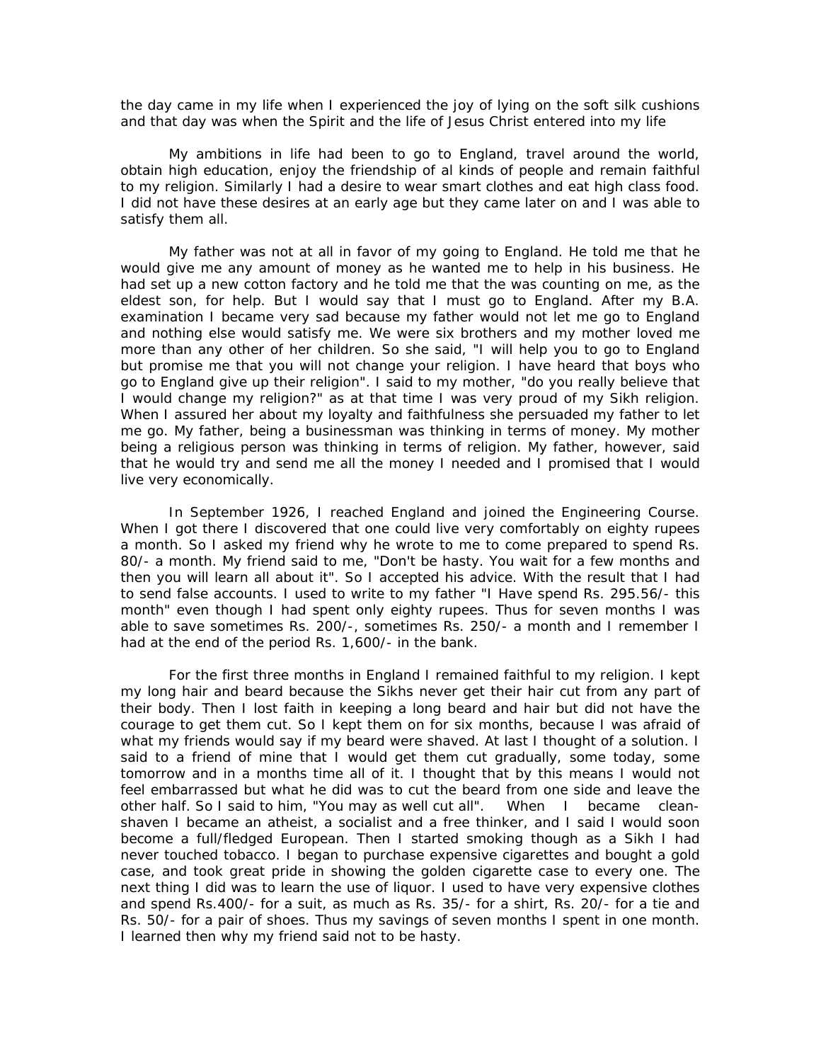the day came in my life when I experienced the joy of lying on the soft silk cushions and that day was when the Spirit and the life of Jesus Christ entered into my life

My ambitions in life had been to go to England, travel around the world, obtain high education, enjoy the friendship of al kinds of people and remain faithful to my religion. Similarly I had a desire to wear smart clothes and eat high class food. I did not have these desires at an early age but they came later on and I was able to satisfy them all.

My father was not at all in favor of my going to England. He told me that he would give me any amount of money as he wanted me to help in his business. He had set up a new cotton factory and he told me that the was counting on me, as the eldest son, for help. But I would say that I must go to England. After my B.A. examination I became very sad because my father would not let me go to England and nothing else would satisfy me. We were six brothers and my mother loved me more than any other of her children. So she said, "I will help you to go to England but promise me that you will not change your religion. I have heard that boys who go to England give up their religion". I said to my mother, "do you really believe that I would change my religion?" as at that time I was very proud of my Sikh religion. When I assured her about my loyalty and faithfulness she persuaded my father to let me go. My father, being a businessman was thinking in terms of money. My mother being a religious person was thinking in terms of religion. My father, however, said that he would try and send me all the money I needed and I promised that I would live very economically.

In September 1926, I reached England and joined the Engineering Course. When I got there I discovered that one could live very comfortably on eighty rupees a month. So I asked my friend why he wrote to me to come prepared to spend Rs. 80/- a month. My friend said to me, "Don't be hasty. You wait for a few months and then you will learn all about it". So I accepted his advice. With the result that I had to send false accounts. I used to write to my father "I Have spend Rs. 295.56/- this month" even though I had spent only eighty rupees. Thus for seven months I was able to save sometimes Rs. 200/-, sometimes Rs. 250/- a month and I remember I had at the end of the period Rs. 1,600/- in the bank.

For the first three months in England I remained faithful to my religion. I kept my long hair and beard because the Sikhs never get their hair cut from any part of their body. Then I lost faith in keeping a long beard and hair but did not have the courage to get them cut. So I kept them on for six months, because I was afraid of what my friends would say if my beard were shaved. At last I thought of a solution. I said to a friend of mine that I would get them cut gradually, some today, some tomorrow and in a months time all of it. I thought that by this means I would not feel embarrassed but what he did was to cut the beard from one side and leave the other half. So I said to him, "You may as well cut all". When I became clean-shaven I became an atheist, a socialist and a free thinker, and I said I would soon become a full/fledged European. Then I started smoking though as a Sikh I had never touched tobacco. I began to purchase expensive cigarettes and bought a gold case, and took great pride in showing the golden cigarette case to every one. The next thing I did was to learn the use of liquor. I used to have very expensive clothes and spend Rs.400/- for a suit, as much as Rs. 35/- for a shirt, Rs. 20/- for a tie and Rs. 50/- for a pair of shoes. Thus my savings of seven months I spent in one month. I learned then why my friend said not to be hasty.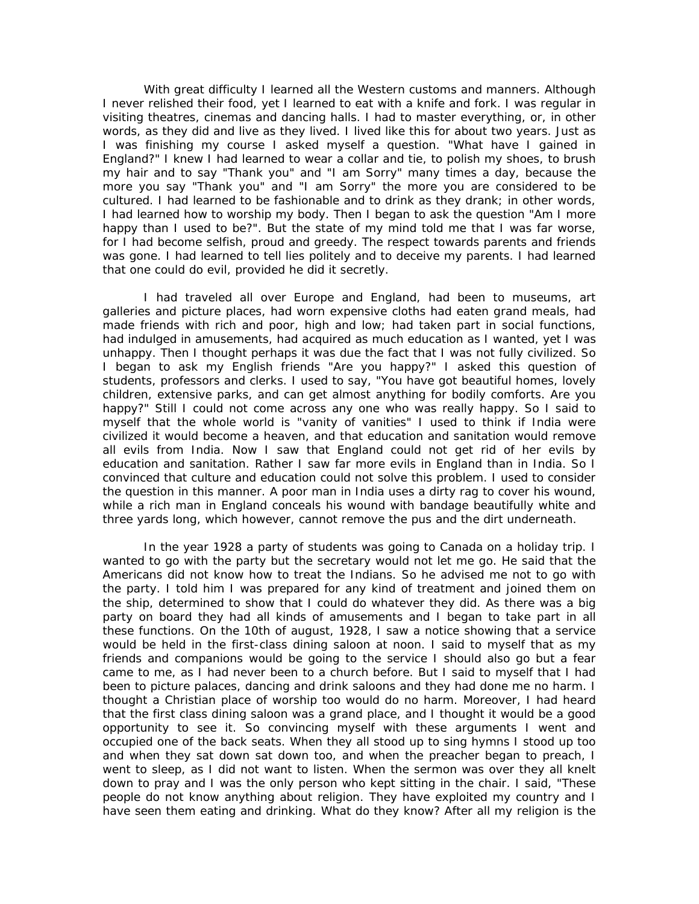With great difficulty I learned all the Western customs and manners. Although I never relished their food, yet I learned to eat with a knife and fork. I was regular in visiting theatres, cinemas and dancing halls. I had to master everything, or, in other words, as they did and live as they lived. I lived like this for about two years. Just as I was finishing my course I asked myself a question. "What have I gained in England?" I knew I had learned to wear a collar and tie, to polish my shoes, to brush my hair and to say "Thank you" and "I am Sorry" many times a day, because the more you say "Thank you" and "I am Sorry" the more you are considered to be cultured. I had learned to be fashionable and to drink as they drank; in other words, I had learned how to worship my body. Then I began to ask the question "Am I more happy than I used to be?". But the state of my mind told me that I was far worse, for I had become selfish, proud and greedy. The respect towards parents and friends was gone. I had learned to tell lies politely and to deceive my parents. I had learned that one could do evil, provided he did it secretly.

I had traveled all over Europe and England, had been to museums, art galleries and picture places, had worn expensive cloths had eaten grand meals, had made friends with rich and poor, high and low; had taken part in social functions, had indulged in amusements, had acquired as much education as I wanted, yet I was unhappy. Then I thought perhaps it was due the fact that I was not fully civilized. So I began to ask my English friends "Are you happy?" I asked this question of students, professors and clerks. I used to say, "You have got beautiful homes, lovely children, extensive parks, and can get almost anything for bodily comforts. Are you happy?" Still I could not come across any one who was really happy. So I said to myself that the whole world is "vanity of vanities" I used to think if India were civilized it would become a heaven, and that education and sanitation would remove all evils from India. Now I saw that England could not get rid of her evils by education and sanitation. Rather I saw far more evils in England than in India. So I convinced that culture and education could not solve this problem. I used to consider the question in this manner. A poor man in India uses a dirty rag to cover his wound, while a rich man in England conceals his wound with bandage beautifully white and three yards long, which however, cannot remove the pus and the dirt underneath.

In the year 1928 a party of students was going to Canada on a holiday trip. I wanted to go with the party but the secretary would not let me go. He said that the Americans did not know how to treat the Indians. So he advised me not to go with the party. I told him I was prepared for any kind of treatment and joined them on the ship, determined to show that I could do whatever they did. As there was a big party on board they had all kinds of amusements and I began to take part in all these functions. On the 10th of august, 1928, I saw a notice showing that a service would be held in the first-class dining saloon at noon. I said to myself that as my friends and companions would be going to the service I should also go but a fear came to me, as I had never been to a church before. But I said to myself that I had been to picture palaces, dancing and drink saloons and they had done me no harm. I thought a Christian place of worship too would do no harm. Moreover, I had heard that the first class dining saloon was a grand place, and I thought it would be a good opportunity to see it. So convincing myself with these arguments I went and occupied one of the back seats. When they all stood up to sing hymns I stood up too and when they sat down sat down too, and when the preacher began to preach, I went to sleep, as I did not want to listen. When the sermon was over they all knelt down to pray and I was the only person who kept sitting in the chair. I said, "These people do not know anything about religion. They have exploited my country and I have seen them eating and drinking. What do they know? After all my religion is the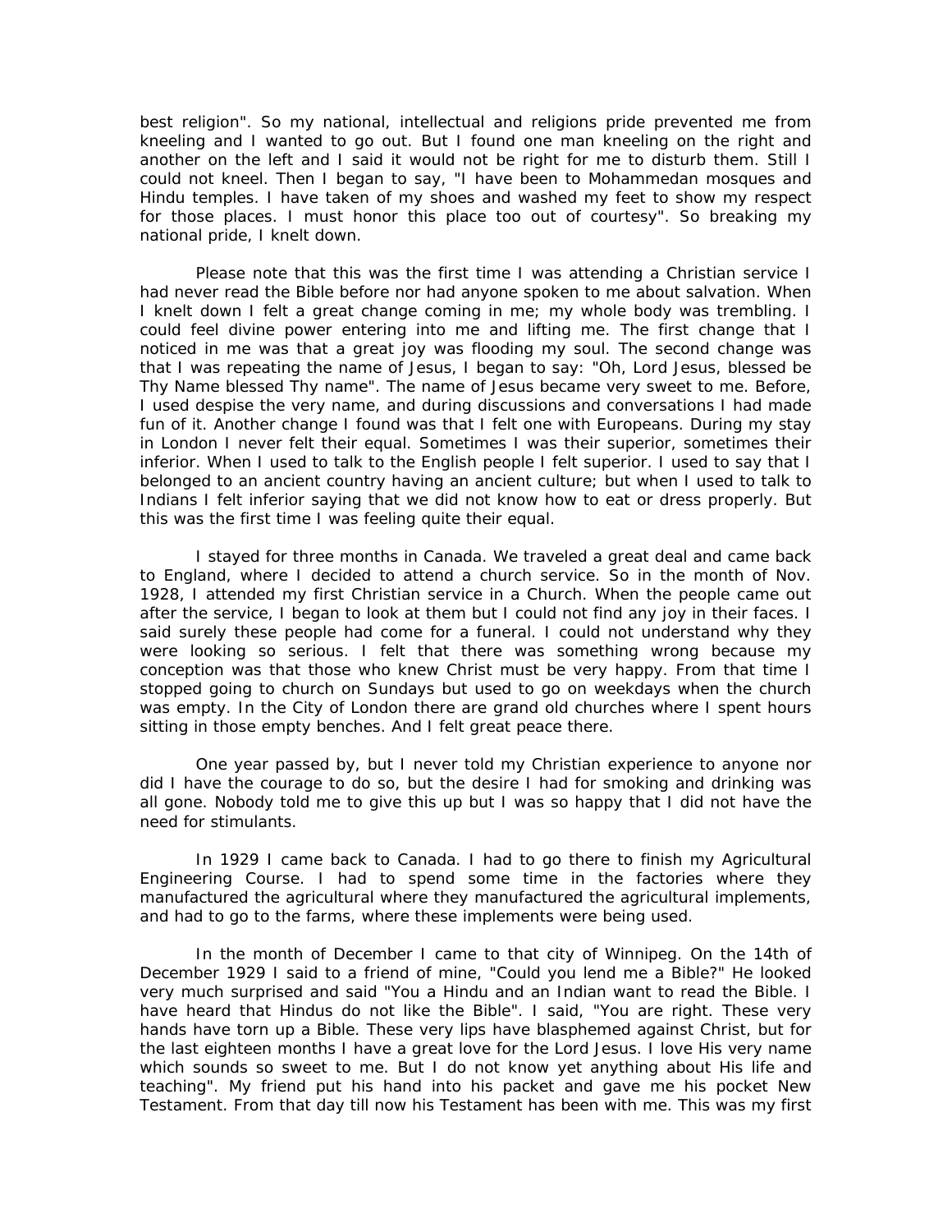best religion". So my national, intellectual and religions pride prevented me from kneeling and I wanted to go out. But I found one man kneeling on the right and another on the left and I said it would not be right for me to disturb them. Still I could not kneel. Then I began to say, "I have been to Mohammedan mosques and Hindu temples. I have taken of my shoes and washed my feet to show my respect for those places. I must honor this place too out of courtesy". So breaking my national pride, I knelt down.

Please note that this was the first time I was attending a Christian service I had never read the Bible before nor had anyone spoken to me about salvation. When I knelt down I felt a great change coming in me; my whole body was trembling. I could feel divine power entering into me and lifting me. The first change that I noticed in me was that a great joy was flooding my soul. The second change was that I was repeating the name of Jesus, I began to say: "Oh, Lord Jesus, blessed be Thy Name blessed Thy name". The name of Jesus became very sweet to me. Before, I used despise the very name, and during discussions and conversations I had made fun of it. Another change I found was that I felt one with Europeans. During my stay in London I never felt their equal. Sometimes I was their superior, sometimes their inferior. When I used to talk to the English people I felt superior. I used to say that I belonged to an ancient country having an ancient culture; but when I used to talk to Indians I felt inferior saying that we did not know how to eat or dress properly. But this was the first time I was feeling quite their equal.

I stayed for three months in Canada. We traveled a great deal and came back to England, where I decided to attend a church service. So in the month of Nov. 1928, I attended my first Christian service in a Church. When the people came out after the service, I began to look at them but I could not find any joy in their faces. I said surely these people had come for a funeral. I could not understand why they were looking so serious. I felt that there was something wrong because my conception was that those who knew Christ must be very happy. From that time I stopped going to church on Sundays but used to go on weekdays when the church was empty. In the City of London there are grand old churches where I spent hours sitting in those empty benches. And I felt great peace there.

One year passed by, but I never told my Christian experience to anyone nor did I have the courage to do so, but the desire I had for smoking and drinking was all gone. Nobody told me to give this up but I was so happy that I did not have the need for stimulants.

In 1929 I came back to Canada. I had to go there to finish my Agricultural Engineering Course. I had to spend some time in the factories where they manufactured the agricultural where they manufactured the agricultural implements, and had to go to the farms, where these implements were being used.

In the month of December I came to that city of Winnipeg. On the 14th of December 1929 I said to a friend of mine, "Could you lend me a Bible?" He looked very much surprised and said "You a Hindu and an Indian want to read the Bible. I have heard that Hindus do not like the Bible". I said, "You are right. These very hands have torn up a Bible. These very lips have blasphemed against Christ, but for the last eighteen months I have a great love for the Lord Jesus. I love His very name which sounds so sweet to me. But I do not know yet anything about His life and teaching". My friend put his hand into his packet and gave me his pocket New Testament. From that day till now his Testament has been with me. This was my first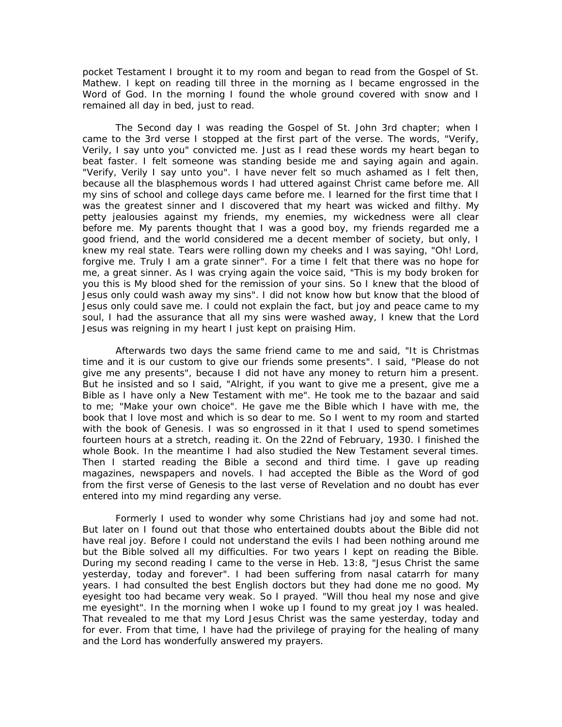pocket Testament I brought it to my room and began to read from the Gospel of St. Mathew. I kept on reading till three in the morning as I became engrossed in the Word of God. In the morning I found the whole ground covered with snow and I remained all day in bed, just to read.

The Second day I was reading the Gospel of St. John 3rd chapter; when I came to the 3rd verse I stopped at the first part of the verse. The words, "Verify, Verily, I say unto you" convicted me. Just as I read these words my heart began to beat faster. I felt someone was standing beside me and saying again and again. "Verify, Verily I say unto you". I have never felt so much ashamed as I felt then, because all the blasphemous words I had uttered against Christ came before me. All my sins of school and college days came before me. I learned for the first time that I was the greatest sinner and I discovered that my heart was wicked and filthy. My petty jealousies against my friends, my enemies, my wickedness were all clear before me. My parents thought that I was a good boy, my friends regarded me a good friend, and the world considered me a decent member of society, but only, I knew my real state. Tears were rolling down my cheeks and I was saying, "Oh! Lord, forgive me. Truly I am a grate sinner". For a time I felt that there was no hope for me, a great sinner. As I was crying again the voice said, "This is my body broken for you this is My blood shed for the remission of your sins. So I knew that the blood of Jesus only could wash away my sins". I did not know how but know that the blood of Jesus only could save me. I could not explain the fact, but joy and peace came to my soul, I had the assurance that all my sins were washed away, I knew that the Lord Jesus was reigning in my heart I just kept on praising Him.

Afterwards two days the same friend came to me and said, "It is Christmas time and it is our custom to give our friends some presents". I said, "Please do not give me any presents", because I did not have any money to return him a present. But he insisted and so I said, "Alright, if you want to give me a present, give me a Bible as I have only a New Testament with me". He took me to the bazaar and said to me; "Make your own choice". He gave me the Bible which I have with me, the book that I love most and which is so dear to me. So I went to my room and started with the book of Genesis. I was so engrossed in it that I used to spend sometimes fourteen hours at a stretch, reading it. On the 22nd of February, 1930. I finished the whole Book. In the meantime I had also studied the New Testament several times. Then I started reading the Bible a second and third time. I gave up reading magazines, newspapers and novels. I had accepted the Bible as the Word of god from the first verse of Genesis to the last verse of Revelation and no doubt has ever entered into my mind regarding any verse.

Formerly I used to wonder why some Christians had joy and some had not. But later on I found out that those who entertained doubts about the Bible did not have real joy. Before I could not understand the evils I had been nothing around me but the Bible solved all my difficulties. For two years I kept on reading the Bible. During my second reading I came to the verse in Heb. 13:8, "Jesus Christ the same yesterday, today and forever". I had been suffering from nasal catarrh for many years. I had consulted the best English doctors but they had done me no good. My eyesight too had became very weak. So I prayed. "Will thou heal my nose and give me eyesight". In the morning when I woke up I found to my great joy I was healed. That revealed to me that my Lord Jesus Christ was the same yesterday, today and for ever. From that time, I have had the privilege of praying for the healing of many and the Lord has wonderfully answered my prayers.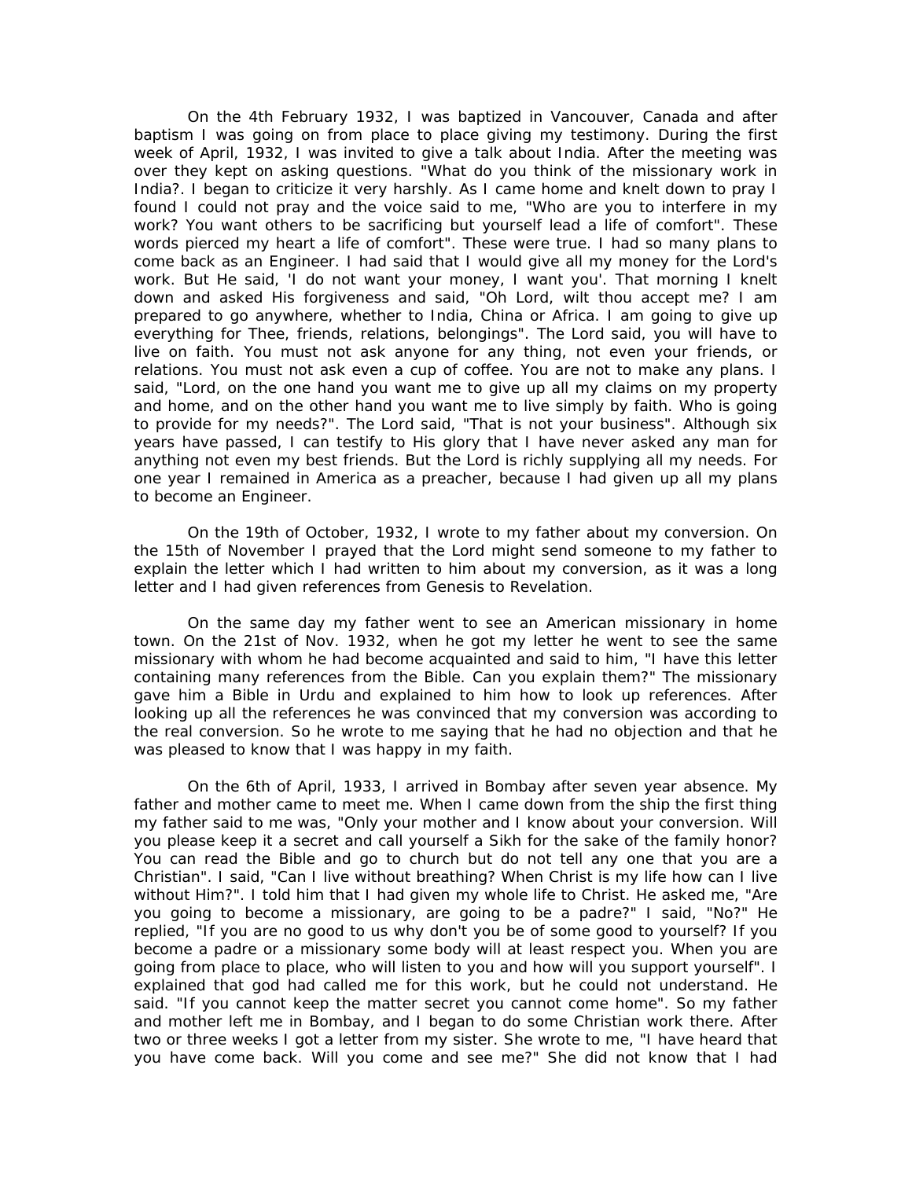On the 4th February 1932, I was baptized in Vancouver, Canada and after baptism I was going on from place to place giving my testimony. During the first week of April, 1932, I was invited to give a talk about India. After the meeting was over they kept on asking questions. "What do you think of the missionary work in India?. I began to criticize it very harshly. As I came home and knelt down to pray I found I could not pray and the voice said to me, "Who are you to interfere in my work? You want others to be sacrificing but yourself lead a life of comfort". These words pierced my heart a life of comfort". These were true. I had so many plans to come back as an Engineer. I had said that I would give all my money for the Lord's work. But He said, 'I do not want your money, I want you'. That morning I knelt down and asked His forgiveness and said, "Oh Lord, wilt thou accept me? I am prepared to go anywhere, whether to India, China or Africa. I am going to give up everything for Thee, friends, relations, belongings". The Lord said, you will have to live on faith. You must not ask anyone for any thing, not even your friends, or relations. You must not ask even a cup of coffee. You are not to make any plans. I said, "Lord, on the one hand you want me to give up all my claims on my property and home, and on the other hand you want me to live simply by faith. Who is going to provide for my needs?". The Lord said, "That is not your business". Although six years have passed, I can testify to His glory that I have never asked any man for anything not even my best friends. But the Lord is richly supplying all my needs. For one year I remained in America as a preacher, because I had given up all my plans to become an Engineer.

On the 19th of October, 1932, I wrote to my father about my conversion. On the 15th of November I prayed that the Lord might send someone to my father to explain the letter which I had written to him about my conversion, as it was a long letter and I had given references from Genesis to Revelation.

On the same day my father went to see an American missionary in home town. On the 21st of Nov. 1932, when he got my letter he went to see the same missionary with whom he had become acquainted and said to him, "I have this letter containing many references from the Bible. Can you explain them?" The missionary gave him a Bible in Urdu and explained to him how to look up references. After looking up all the references he was convinced that my conversion was according to the real conversion. So he wrote to me saying that he had no objection and that he was pleased to know that I was happy in my faith.

On the 6th of April, 1933, I arrived in Bombay after seven year absence. My father and mother came to meet me. When I came down from the ship the first thing my father said to me was, "Only your mother and I know about your conversion. Will you please keep it a secret and call yourself a Sikh for the sake of the family honor? You can read the Bible and go to church but do not tell any one that you are a Christian". I said, "Can I live without breathing? When Christ is my life how can I live without Him?". I told him that I had given my whole life to Christ. He asked me, "Are you going to become a missionary, are going to be a padre?" I said, "No?" He replied, "If you are no good to us why don't you be of some good to yourself? If you become a padre or a missionary some body will at least respect you. When you are going from place to place, who will listen to you and how will you support yourself". I explained that god had called me for this work, but he could not understand. He said. "If you cannot keep the matter secret you cannot come home". So my father and mother left me in Bombay, and I began to do some Christian work there. After two or three weeks I got a letter from my sister. She wrote to me, "I have heard that you have come back. Will you come and see me?" She did not know that I had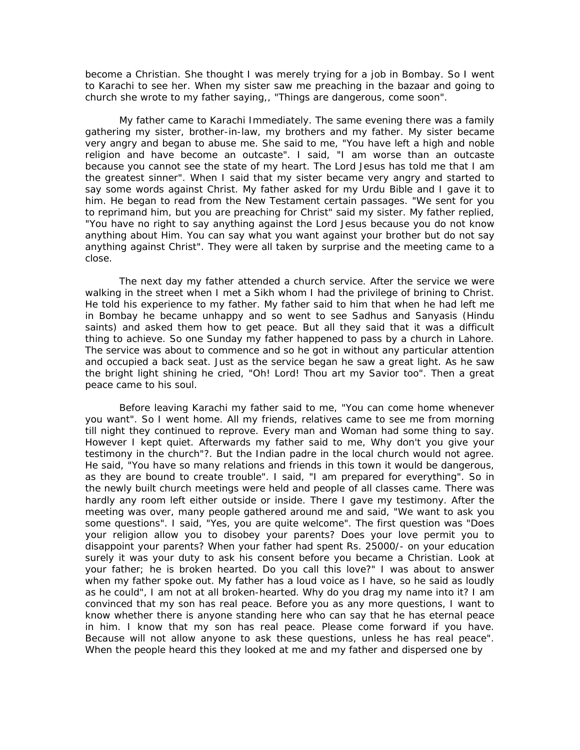become a Christian. She thought I was merely trying for a job in Bombay. So I went to Karachi to see her. When my sister saw me preaching in the bazaar and going to church she wrote to my father saying,, "Things are dangerous, come soon".

My father came to Karachi Immediately. The same evening there was a family gathering my sister, brother-in-law, my brothers and my father. My sister became very angry and began to abuse me. She said to me, "You have left a high and noble religion and have become an outcaste". I said, "I am worse than an outcaste because you cannot see the state of my heart. The Lord Jesus has told me that I am the greatest sinner". When I said that my sister became very angry and started to say some words against Christ. My father asked for my Urdu Bible and I gave it to him. He began to read from the New Testament certain passages. "We sent for you to reprimand him, but you are preaching for Christ" said my sister. My father replied, "You have no right to say anything against the Lord Jesus because you do not know anything about Him. You can say what you want against your brother but do not say anything against Christ". They were all taken by surprise and the meeting came to a close.

The next day my father attended a church service. After the service we were walking in the street when I met a Sikh whom I had the privilege of brining to Christ. He told his experience to my father. My father said to him that when he had left me in Bombay he became unhappy and so went to see Sadhus and Sanyasis (Hindu saints) and asked them how to get peace. But all they said that it was a difficult thing to achieve. So one Sunday my father happened to pass by a church in Lahore. The service was about to commence and so he got in without any particular attention and occupied a back seat. Just as the service began he saw a great light. As he saw the bright light shining he cried, "Oh! Lord! Thou art my Savior too". Then a great peace came to his soul.

Before leaving Karachi my father said to me, "You can come home whenever you want". So I went home. All my friends, relatives came to see me from morning till night they continued to reprove. Every man and Woman had some thing to say. However I kept quiet. Afterwards my father said to me, Why don't you give your testimony in the church"?. But the Indian padre in the local church would not agree. He said, "You have so many relations and friends in this town it would be dangerous, as they are bound to create trouble". I said, "I am prepared for everything". So in the newly built church meetings were held and people of all classes came. There was hardly any room left either outside or inside. There I gave my testimony. After the meeting was over, many people gathered around me and said, "We want to ask you some questions". I said, "Yes, you are quite welcome". The first question was "Does your religion allow you to disobey your parents? Does your love permit you to disappoint your parents? When your father had spent Rs. 25000/- on your education surely it was your duty to ask his consent before you became a Christian. Look at your father; he is broken hearted. Do you call this love?" I was about to answer when my father spoke out. My father has a loud voice as I have, so he said as loudly as he could", I am not at all broken-hearted. Why do you drag my name into it? I am convinced that my son has real peace. Before you as any more questions, I want to know whether there is anyone standing here who can say that he has eternal peace in him. I know that my son has real peace. Please come forward if you have. Because will not allow anyone to ask these questions, unless he has real peace". When the people heard this they looked at me and my father and dispersed one by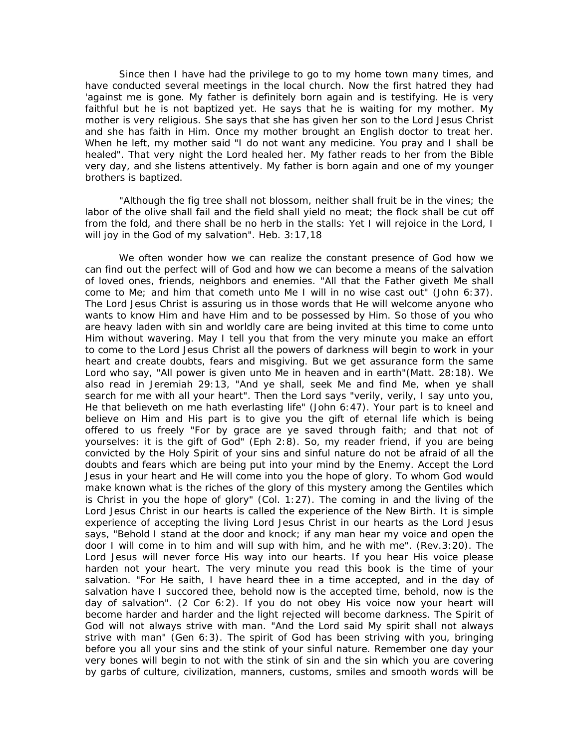Since then I have had the privilege to go to my home town many times, and have conducted several meetings in the local church. Now the first hatred they had 'against me is gone. My father is definitely born again and is testifying. He is very faithful but he is not baptized yet. He says that he is waiting for my mother. My mother is very religious. She says that she has given her son to the Lord Jesus Christ and she has faith in Him. Once my mother brought an English doctor to treat her. When he left, my mother said "I do not want any medicine. You pray and I shall be healed". That very night the Lord healed her. My father reads to her from the Bible very day, and she listens attentively. My father is born again and one of my younger brothers is baptized.

"Although the fig tree shall not blossom, neither shall fruit be in the vines; the labor of the olive shall fail and the field shall yield no meat; the flock shall be cut off from the fold, and there shall be no herb in the stalls: Yet I will rejoice in the Lord, I will joy in the God of my salvation". Heb. 3:17,18

We often wonder how we can realize the constant presence of God how we can find out the perfect will of God and how we can become a means of the salvation of loved ones, friends, neighbors and enemies. "All that the Father giveth Me shall come to Me; and him that cometh unto Me I will in no wise cast out" (John 6:37). The Lord Jesus Christ is assuring us in those words that He will welcome anyone who wants to know Him and have Him and to be possessed by Him. So those of you who are heavy laden with sin and worldly care are being invited at this time to come unto Him without wavering. May I tell you that from the very minute you make an effort to come to the Lord Jesus Christ all the powers of darkness will begin to work in your heart and create doubts, fears and misgiving. But we get assurance form the same Lord who say, "All power is given unto Me in heaven and in earth"(Matt. 28:18). We also read in Jeremiah 29:13, "And ye shall, seek Me and find Me, when ye shall search for me with all your heart". Then the Lord says "verily, verily, I say unto you, He that believeth on me hath everlasting life" (John 6:47). Your part is to kneel and believe on Him and His part is to give you the gift of eternal life which is being offered to us freely "For by grace are ye saved through faith; and that not of yourselves: it is the gift of God" (Eph 2:8). So, my reader friend, if you are being convicted by the Holy Spirit of your sins and sinful nature do not be afraid of all the doubts and fears which are being put into your mind by the Enemy. Accept the Lord Jesus in your heart and He will come into you the hope of glory. To whom God would make known what is the riches of the glory of this mystery among the Gentiles which is Christ in you the hope of glory" (Col. 1:27). The coming in and the living of the Lord Jesus Christ in our hearts is called the experience of the New Birth. It is simple experience of accepting the living Lord Jesus Christ in our hearts as the Lord Jesus says, "Behold I stand at the door and knock; if any man hear my voice and open the door I will come in to him and will sup with him, and he with me". (Rev.3:20). The Lord Jesus will never force His way into our hearts. If you hear His voice please harden not your heart. The very minute you read this book is the time of your salvation. "For He saith, I have heard thee in a time accepted, and in the day of salvation have I succored thee, behold now is the accepted time, behold, now is the day of salvation". (2 Cor 6:2). If you do not obey His voice now your heart will become harder and harder and the light rejected will become darkness. The Spirit of God will not always strive with man. "And the Lord said My spirit shall not always strive with man" (Gen 6:3). The spirit of God has been striving with you, bringing before you all your sins and the stink of your sinful nature. Remember one day your very bones will begin to not with the stink of sin and the sin which you are covering by garbs of culture, civilization, manners, customs, smiles and smooth words will be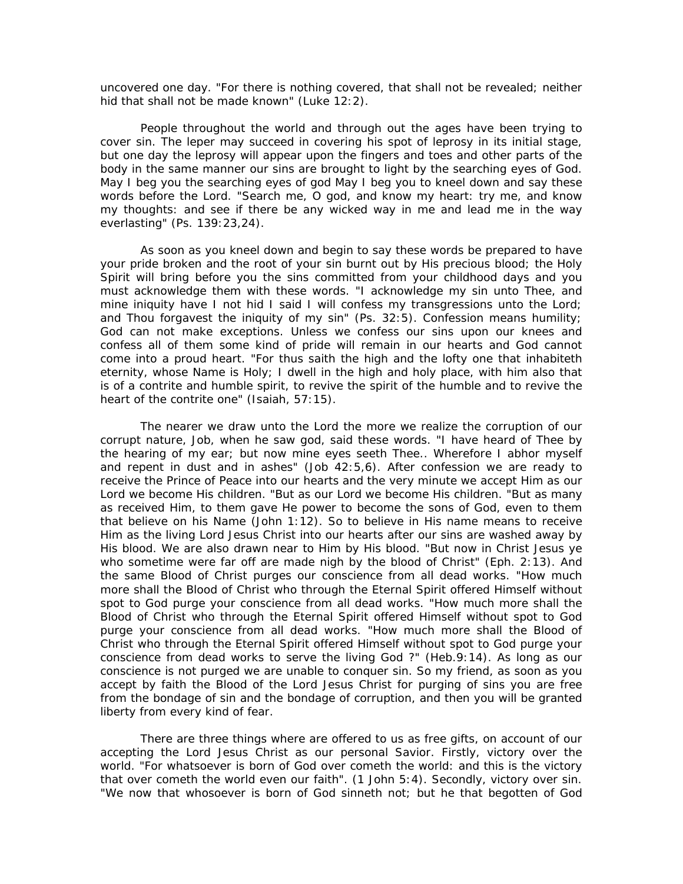uncovered one day. "For there is nothing covered, that shall not be revealed; neither hid that shall not be made known" (Luke 12:2).

People throughout the world and through out the ages have been trying to cover sin. The leper may succeed in covering his spot of leprosy in its initial stage, but one day the leprosy will appear upon the fingers and toes and other parts of the body in the same manner our sins are brought to light by the searching eyes of God. May I beg you the searching eyes of god May I beg you to kneel down and say these words before the Lord. "Search me, O god, and know my heart: try me, and know my thoughts: and see if there be any wicked way in me and lead me in the way everlasting" (Ps. 139:23,24).

As soon as you kneel down and begin to say these words be prepared to have your pride broken and the root of your sin burnt out by His precious blood; the Holy Spirit will bring before you the sins committed from your childhood days and you must acknowledge them with these words. "I acknowledge my sin unto Thee, and mine iniquity have I not hid I said I will confess my transgressions unto the Lord; and Thou forgavest the iniquity of my sin" (Ps. 32:5). Confession means humility; God can not make exceptions. Unless we confess our sins upon our knees and confess all of them some kind of pride will remain in our hearts and God cannot come into a proud heart. "For thus saith the high and the lofty one that inhabiteth eternity, whose Name is Holy; I dwell in the high and holy place, with him also that is of a contrite and humble spirit, to revive the spirit of the humble and to revive the heart of the contrite one" (Isaiah, 57:15).

The nearer we draw unto the Lord the more we realize the corruption of our corrupt nature, Job, when he saw god, said these words. "I have heard of Thee by the hearing of my ear; but now mine eyes seeth Thee.. Wherefore I abhor myself and repent in dust and in ashes" (Job 42:5,6). After confession we are ready to receive the Prince of Peace into our hearts and the very minute we accept Him as our Lord we become His children. "But as our Lord we become His children. "But as many as received Him, to them gave He power to become the sons of God, even to them that believe on his Name (John 1:12). So to believe in His name means to receive Him as the living Lord Jesus Christ into our hearts after our sins are washed away by His blood. We are also drawn near to Him by His blood. "But now in Christ Jesus ye who sometime were far off are made nigh by the blood of Christ" (Eph. 2:13). And the same Blood of Christ purges our conscience from all dead works. "How much more shall the Blood of Christ who through the Eternal Spirit offered Himself without spot to God purge your conscience from all dead works. "How much more shall the Blood of Christ who through the Eternal Spirit offered Himself without spot to God purge your conscience from all dead works. "How much more shall the Blood of Christ who through the Eternal Spirit offered Himself without spot to God purge your conscience from dead works to serve the living God ?" (Heb.9:14). As long as our conscience is not purged we are unable to conquer sin. So my friend, as soon as you accept by faith the Blood of the Lord Jesus Christ for purging of sins you are free from the bondage of sin and the bondage of corruption, and then you will be granted liberty from every kind of fear.

There are three things where are offered to us as free gifts, on account of our accepting the Lord Jesus Christ as our personal Savior. Firstly, victory over the world. "For whatsoever is born of God over cometh the world: and this is the victory that over cometh the world even our faith". (1 John 5:4). Secondly, victory over sin. "We now that whosoever is born of God sinneth not; but he that begotten of God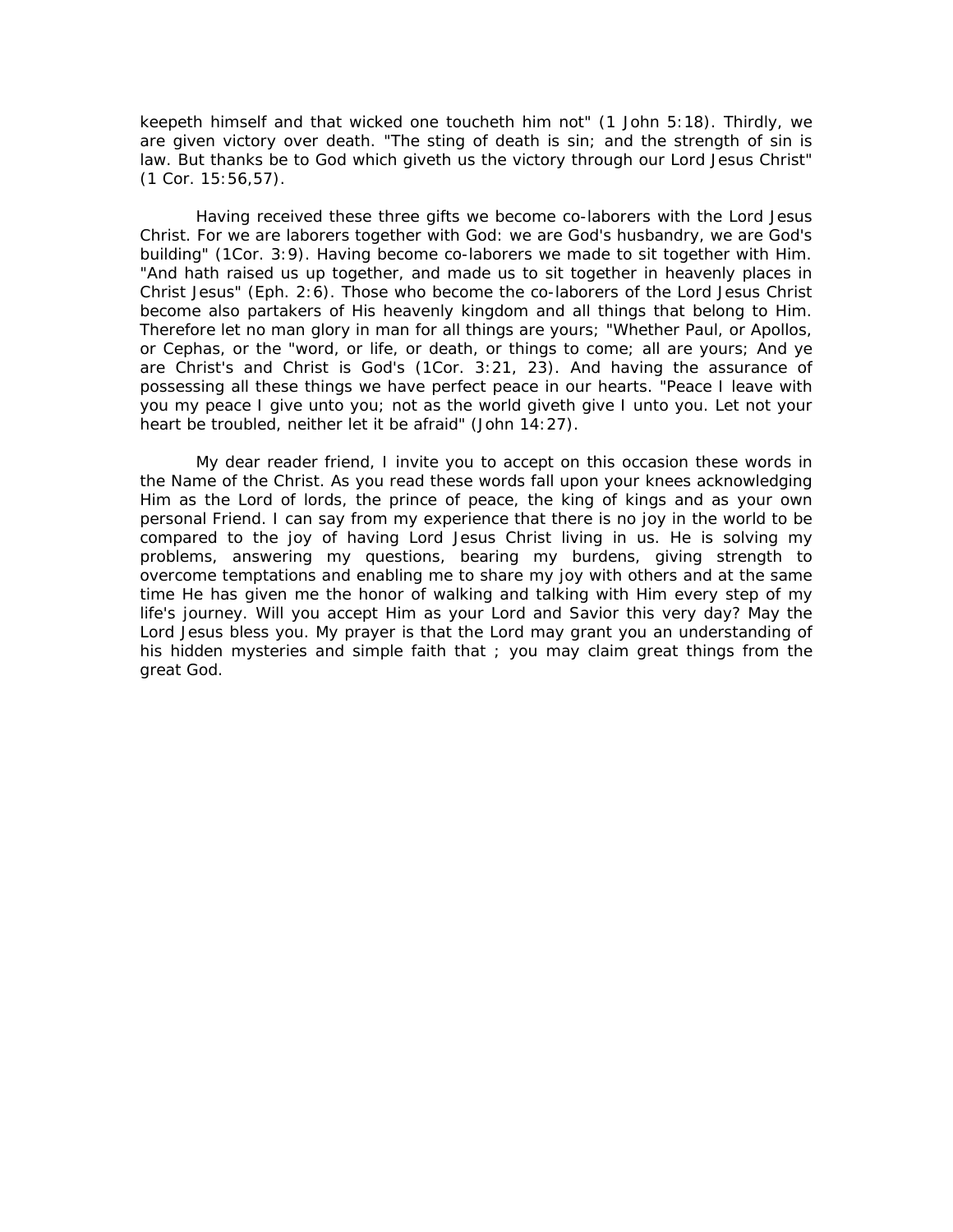keepeth himself and that wicked one toucheth him not" (1 John 5:18). Thirdly, we are given victory over death. "The sting of death is sin; and the strength of sin is law. But thanks be to God which giveth us the victory through our Lord Jesus Christ" (1 Cor. 15:56,57).

Having received these three gifts we become co-laborers with the Lord Jesus Christ. For we are laborers together with God: we are God's husbandry, we are God's building" (1Cor. 3:9). Having become co-laborers we made to sit together with Him. "And hath raised us up together, and made us to sit together in heavenly places in Christ Jesus" (Eph. 2:6). Those who become the co-laborers of the Lord Jesus Christ become also partakers of His heavenly kingdom and all things that belong to Him. Therefore let no man glory in man for all things are yours; "Whether Paul, or Apollos, or Cephas, or the "word, or life, or death, or things to come; all are yours; And ye are Christ's and Christ is God's (1Cor. 3:21, 23). And having the assurance of possessing all these things we have perfect peace in our hearts. "Peace I leave with you my peace I give unto you; not as the world giveth give I unto you. Let not your heart be troubled, neither let it be afraid" (John 14:27).

My dear reader friend, I invite you to accept on this occasion these words in the Name of the Christ. As you read these words fall upon your knees acknowledging Him as the Lord of lords, the prince of peace, the king of kings and as your own personal Friend. I can say from my experience that there is no joy in the world to be compared to the joy of having Lord Jesus Christ living in us. He is solving my problems, answering my questions, bearing my burdens, giving strength to overcome temptations and enabling me to share my joy with others and at the same time He has given me the honor of walking and talking with Him every step of my life's journey. Will you accept Him as your Lord and Savior this very day? May the Lord Jesus bless you. My prayer is that the Lord may grant you an understanding of his hidden mysteries and simple faith that ; you may claim great things from the great God.